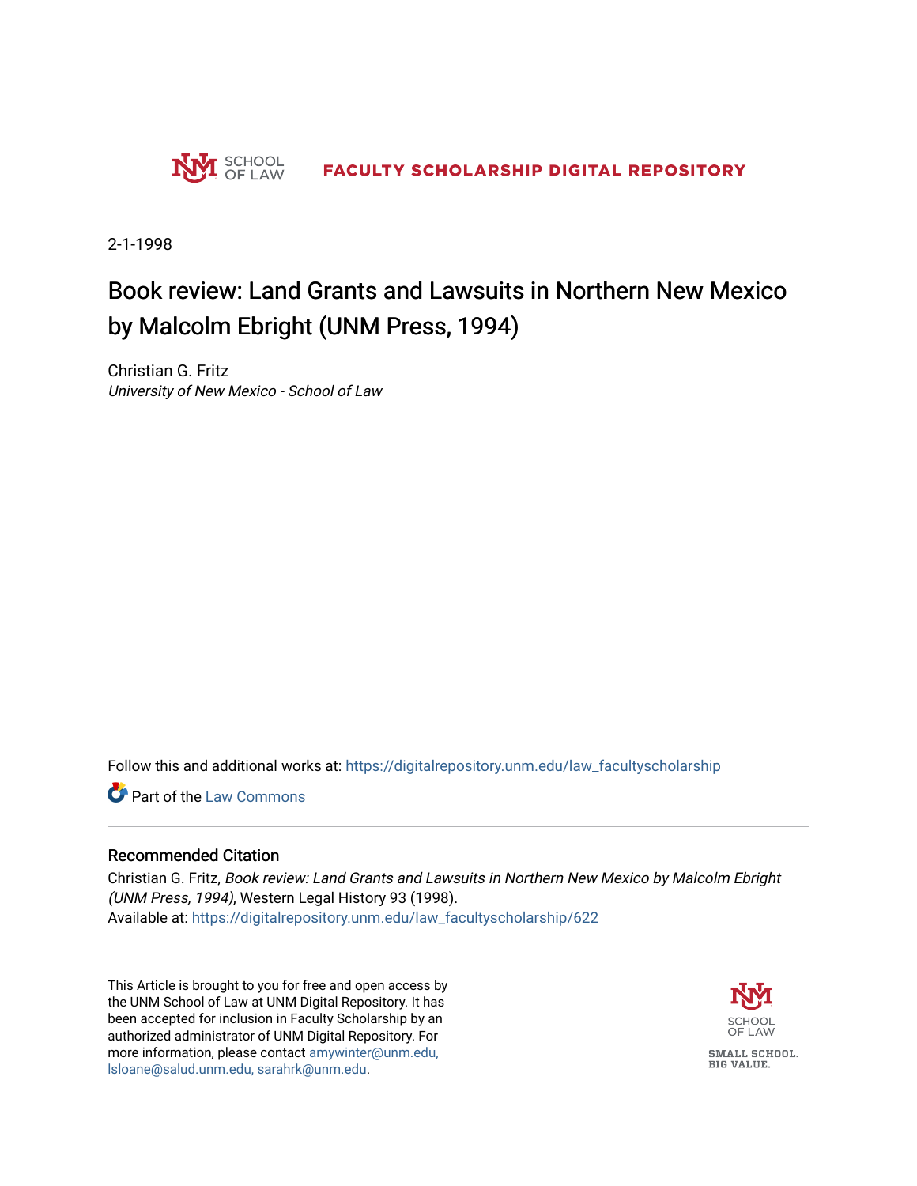SCHOOL OF LAW

FACULTY SCHOLARSHIP DIGITAL REPOSITORY

2-1-1998

# Book review: Land Grants and Lawsuits in Northern New Mexico by Malcolm Ebright (UNM Press, 1994)

Christian G. Fritz
*University of New Mexico - School of Law*

Follow this and additional works at: https://digitalrepository.unm.edu/law_facultyscholarship

Part of the Law Commons

## Recommended Citation

Christian G. Fritz, *Book review: Land Grants and Lawsuits in Northern New Mexico by Malcolm Ebright (UNM Press, 1994)*, Western Legal History 93 (1998).
Available at: https://digitalrepository.unm.edu/law_facultyscholarship/622

This Article is brought to you for free and open access by the UNM School of Law at UNM Digital Repository. It has been accepted for inclusion in Faculty Scholarship by an authorized administrator of UNM Digital Repository. For more information, please contact amywinter@unm.edu, lsloane@salud.unm.edu, sarahrk@unm.edu.

SCHOOL OF LAW

SMALL SCHOOL. BIG VALUE.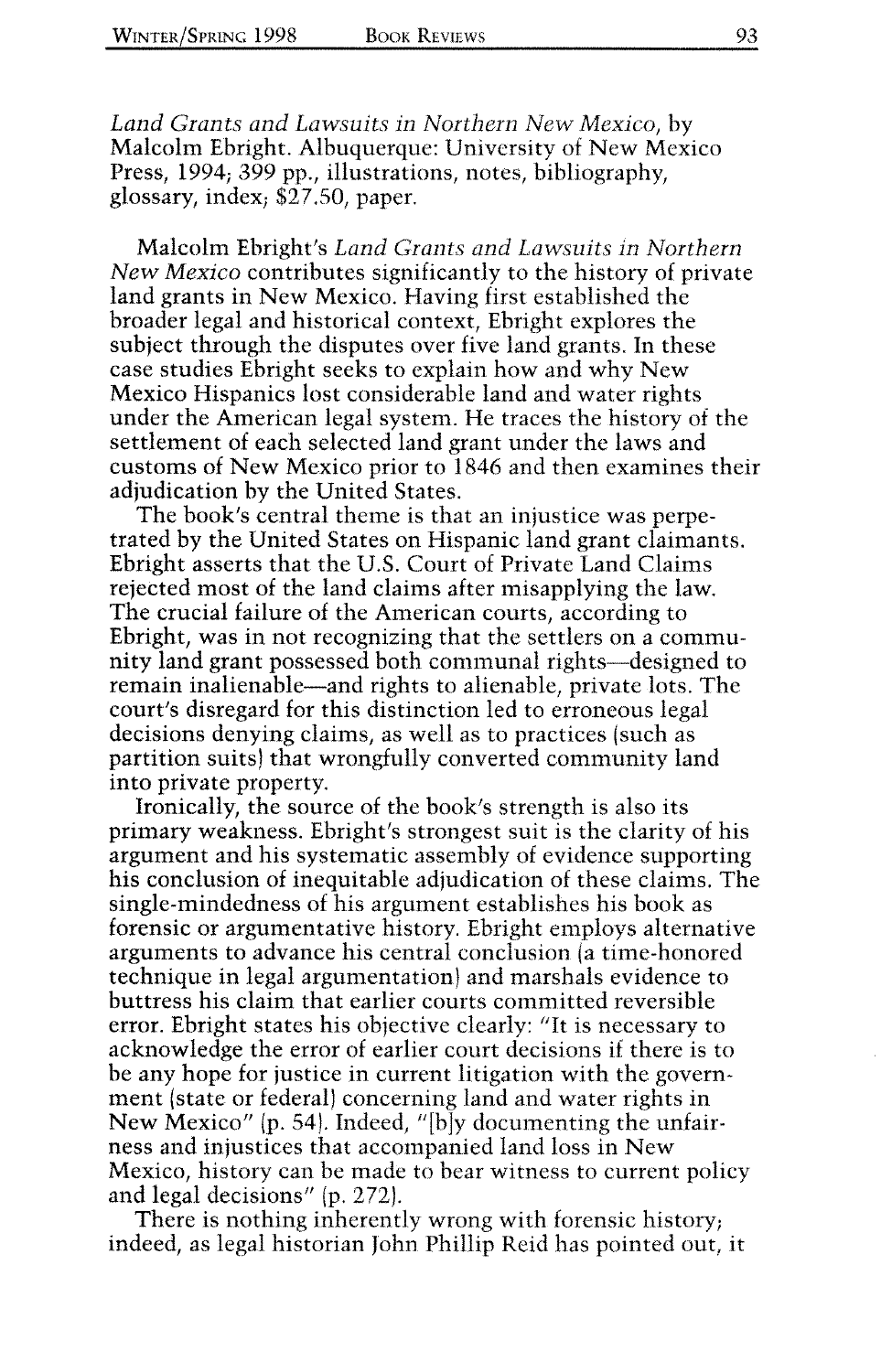*Land Grants and Lawsuits in Northern New Mexico*, by Malcolm Ebright. Albuquerque: University of New Mexico Press, 1994; 399 pp., illustrations, notes, bibliography, glossary, index; $27.50, paper.

Malcolm Ebright's *Land Grants and Lawsuits in Northern New Mexico* contributes significantly to the history of private land grants in New Mexico. Having first established the broader legal and historical context, Ebright explores the subject through the disputes over five land grants. In these case studies Ebright seeks to explain how and why New Mexico Hispanics lost considerable land and water rights under the American legal system. He traces the history of the settlement of each selected land grant under the laws and customs of New Mexico prior to 1846 and then examines their adjudication by the United States.

The book's central theme is that an injustice was perpetrated by the United States on Hispanic land grant claimants. Ebright asserts that the U.S. Court of Private Land Claims rejected most of the land claims after misapplying the law. The crucial failure of the American courts, according to Ebright, was in not recognizing that the settlers on a community land grant possessed both communal rights—designed to remain inalienable—and rights to alienable, private lots. The court's disregard for this distinction led to erroneous legal decisions denying claims, as well as to practices (such as partition suits) that wrongfully converted community land into private property.

Ironically, the source of the book's strength is also its primary weakness. Ebright's strongest suit is the clarity of his argument and his systematic assembly of evidence supporting his conclusion of inequitable adjudication of these claims. The single-mindedness of his argument establishes his book as forensic or argumentative history. Ebright employs alternative arguments to advance his central conclusion (a time-honored technique in legal argumentation) and marshals evidence to buttress his claim that earlier courts committed reversible error. Ebright states his objective clearly: "It is necessary to acknowledge the error of earlier court decisions if there is to be any hope for justice in current litigation with the government (state or federal) concerning land and water rights in New Mexico" (p. 54). Indeed, "[b]y documenting the unfairness and injustices that accompanied land loss in New Mexico, history can be made to bear witness to current policy and legal decisions" (p. 272).

There is nothing inherently wrong with forensic history; indeed, as legal historian John Phillip Reid has pointed out, it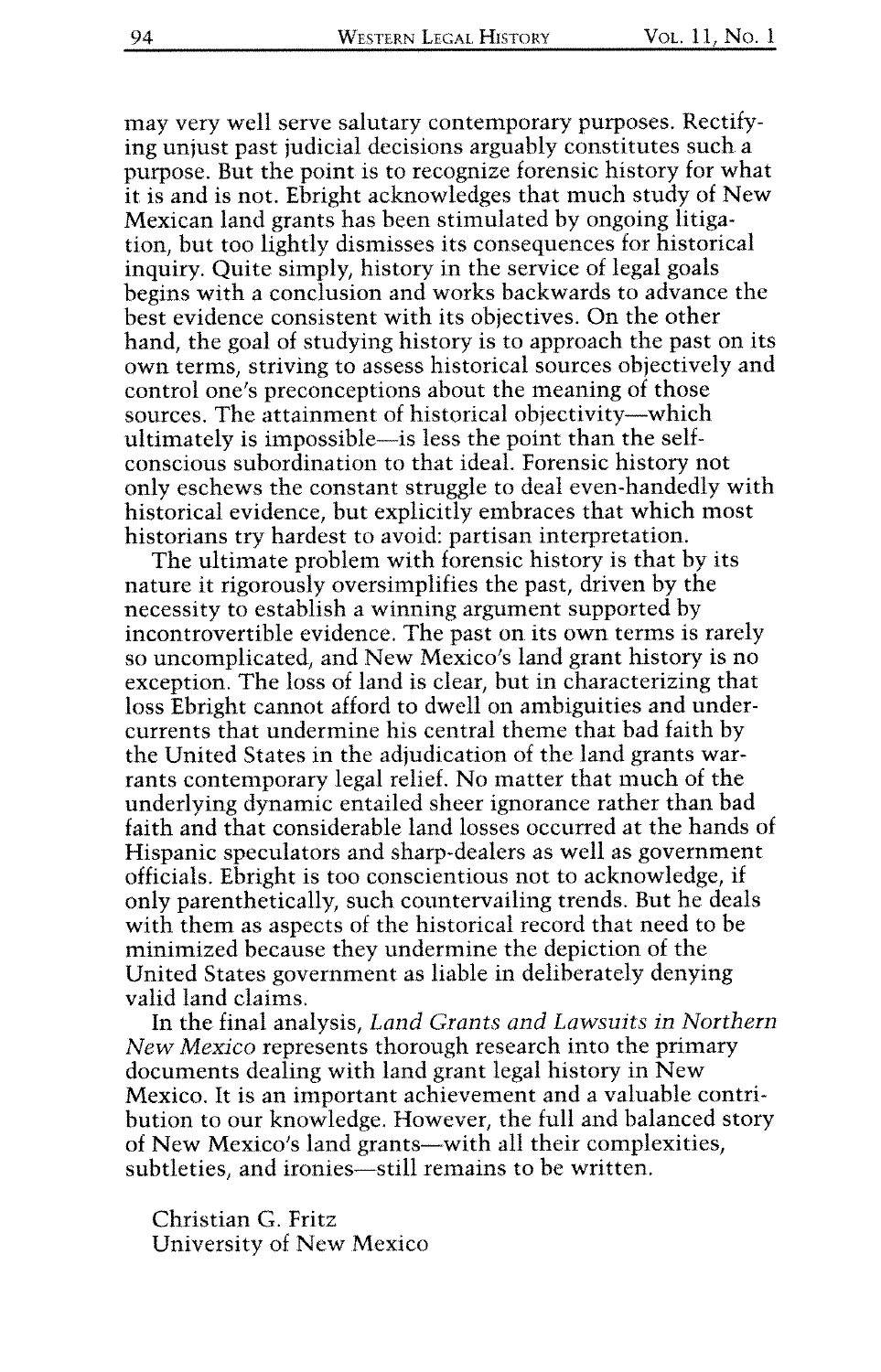may very well serve salutary contemporary purposes. Rectifying unjust past judicial decisions arguably constitutes such a purpose. But the point is to recognize forensic history for what it is and is not. Ebright acknowledges that much study of New Mexican land grants has been stimulated by ongoing litigation, but too lightly dismisses its consequences for historical inquiry. Quite simply, history in the service of legal goals begins with a conclusion and works backwards to advance the best evidence consistent with its objectives. On the other hand, the goal of studying history is to approach the past on its own terms, striving to assess historical sources objectively and control one's preconceptions about the meaning of those sources. The attainment of historical objectivity—which ultimately is impossible—is less the point than the self-conscious subordination to that ideal. Forensic history not only eschews the constant struggle to deal even-handedly with historical evidence, but explicitly embraces that which most historians try hardest to avoid: partisan interpretation.

The ultimate problem with forensic history is that by its nature it rigorously oversimplifies the past, driven by the necessity to establish a winning argument supported by incontrovertible evidence. The past on its own terms is rarely so uncomplicated, and New Mexico's land grant history is no exception. The loss of land is clear, but in characterizing that loss Ebright cannot afford to dwell on ambiguities and undercurrents that undermine his central theme that bad faith by the United States in the adjudication of the land grants warrants contemporary legal relief. No matter that much of the underlying dynamic entailed sheer ignorance rather than bad faith and that considerable land losses occurred at the hands of Hispanic speculators and sharp-dealers as well as government officials. Ebright is too conscientious not to acknowledge, if only parenthetically, such countervailing trends. But he deals with them as aspects of the historical record that need to be minimized because they undermine the depiction of the United States government as liable in deliberately denying valid land claims.

In the final analysis, *Land Grants and Lawsuits in Northern New Mexico* represents thorough research into the primary documents dealing with land grant legal history in New Mexico. It is an important achievement and a valuable contribution to our knowledge. However, the full and balanced story of New Mexico's land grants—with all their complexities, subtleties, and ironies—still remains to be written.

Christian G. Fritz
University of New Mexico